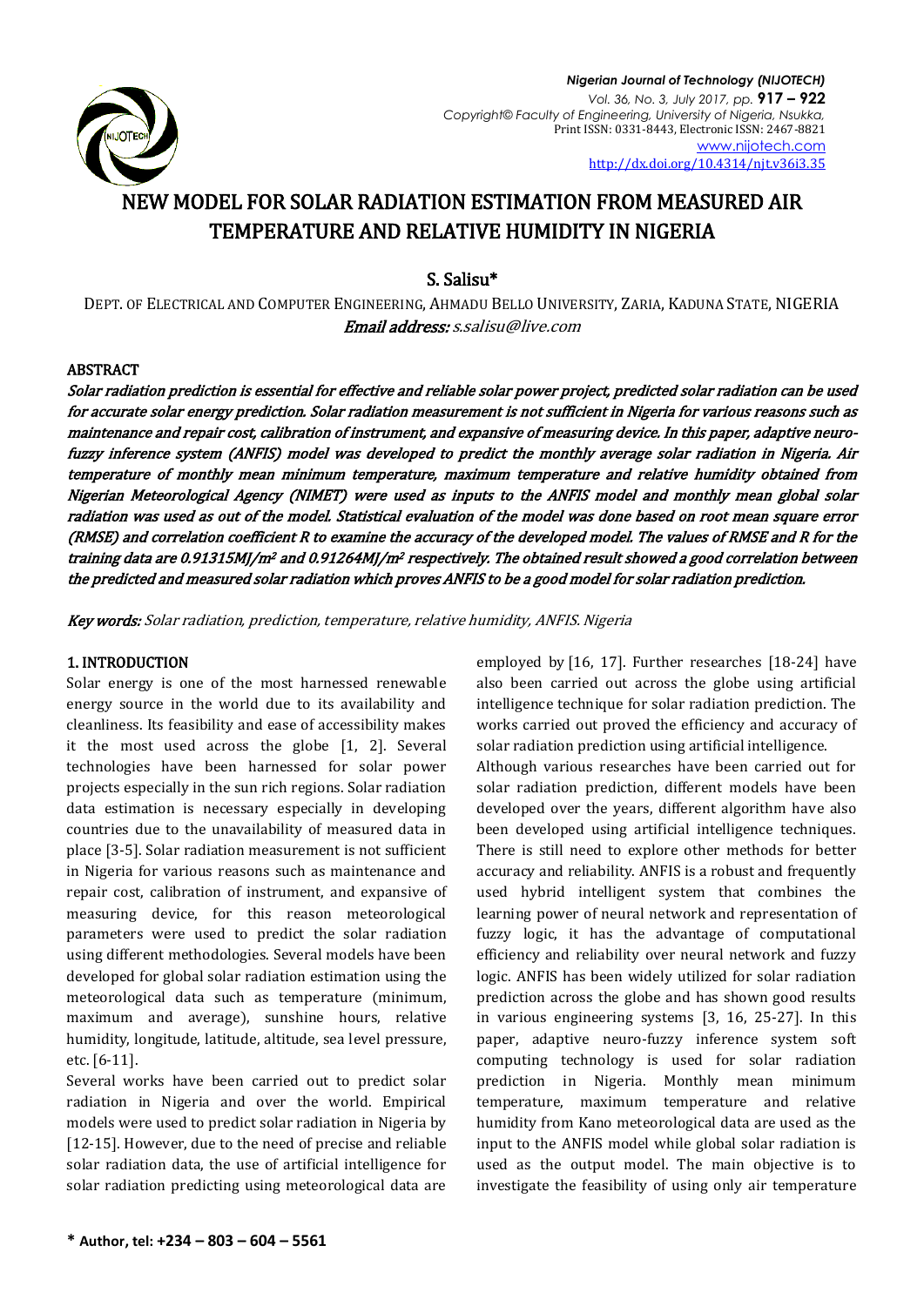# NEW MODEL FOR SOLAR RADIATION ESTIMATION FROM MEASURED AIR TEMPERATURE AND RELATIVE HUMIDITY IN NIGERIA

**S. Salisu***

DEPT. OF ELECTRICAL AND COMPUTER ENGINEERING, AHMADU BELLO UNIVERSITY, ZARIA, KADUNA STATE, NIGERIA
*Email address:* *s.salisu@live.com*

## ABSTRACT

***Solar radiation prediction is essential for effective and reliable solar power project, predicted solar radiation can be used for accurate solar energy prediction. Solar radiation measurement is not sufficient in Nigeria for various reasons such as maintenance and repair cost, calibration of instrument, and expansive of measuring device. In this paper, adaptive neuro-fuzzy inference system (ANFIS) model was developed to predict the monthly average solar radiation in Nigeria. Air temperature of monthly mean minimum temperature, maximum temperature and relative humidity obtained from Nigerian Meteorological Agency (NIMET) were used as inputs to the ANFIS model and monthly mean global solar radiation was used as out of the model. Statistical evaluation of the model was done based on root mean square error (RMSE) and correlation coefficient R to examine the accuracy of the developed model. The values of RMSE and R for the training data are 0.91315MJ/m² and 0.91264MJ/m² respectively. The obtained result showed a good correlation between the predicted and measured solar radiation which proves ANFIS to be a good model for solar radiation prediction.***

***Key words:*** *Solar radiation, prediction, temperature, relative humidity, ANFIS. Nigeria*

## 1. INTRODUCTION

Solar energy is one of the most harnessed renewable energy source in the world due to its availability and cleanliness. Its feasibility and ease of accessibility makes it the most used across the globe [1, 2]. Several technologies have been harnessed for solar power projects especially in the sun rich regions. Solar radiation data estimation is necessary especially in developing countries due to the unavailability of measured data in place [3-5]. Solar radiation measurement is not sufficient in Nigeria for various reasons such as maintenance and repair cost, calibration of instrument, and expansive of measuring device, for this reason meteorological parameters were used to predict the solar radiation using different methodologies. Several models have been developed for global solar radiation estimation using the meteorological data such as temperature (minimum, maximum and average), sunshine hours, relative humidity, longitude, latitude, altitude, sea level pressure, etc. [6-11].

Several works have been carried out to predict solar radiation in Nigeria and over the world. Empirical models were used to predict solar radiation in Nigeria by [12-15]. However, due to the need of precise and reliable solar radiation data, the use of artificial intelligence for solar radiation predicting using meteorological data are employed by [16, 17]. Further researches [18-24] have also been carried out across the globe using artificial intelligence technique for solar radiation prediction. The works carried out proved the efficiency and accuracy of solar radiation prediction using artificial intelligence.

Although various researches have been carried out for solar radiation prediction, different models have been developed over the years, different algorithm have also been developed using artificial intelligence techniques. There is still need to explore other methods for better accuracy and reliability. ANFIS is a robust and frequently used hybrid intelligent system that combines the learning power of neural network and representation of fuzzy logic, it has the advantage of computational efficiency and reliability over neural network and fuzzy logic. ANFIS has been widely utilized for solar radiation prediction across the globe and has shown good results in various engineering systems [3, 16, 25-27]. In this paper, adaptive neuro-fuzzy inference system soft computing technology is used for solar radiation prediction in Nigeria. Monthly mean minimum temperature, maximum temperature and relative humidity from Kano meteorological data are used as the input to the ANFIS model while global solar radiation is used as the output model. The main objective is to investigate the feasibility of using only air temperature

**\* Author, tel: +234 – 803 – 604 – 5561**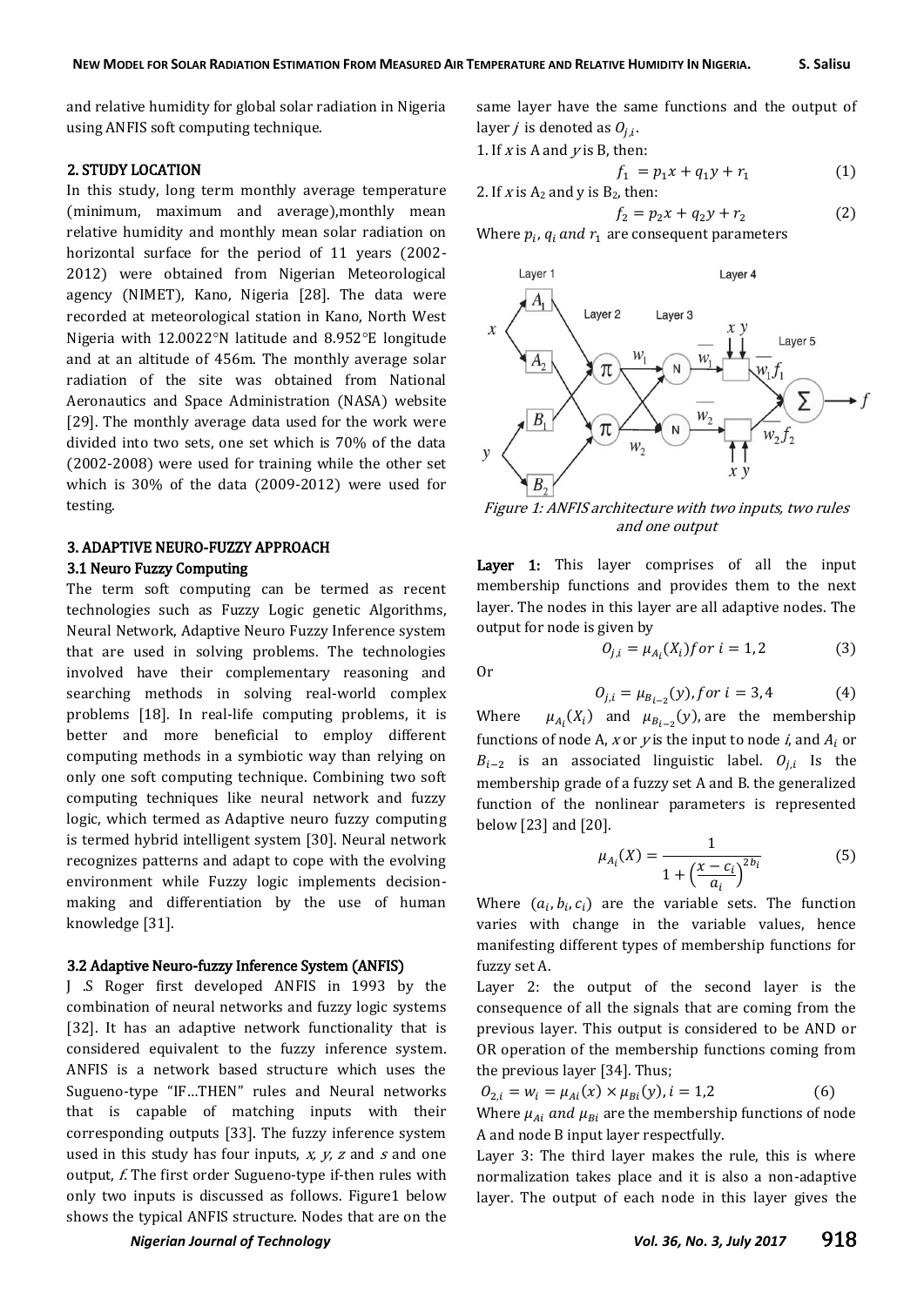and relative humidity for global solar radiation in Nigeria using ANFIS soft computing technique.

## 2. STUDY LOCATION

In this study, long term monthly average temperature (minimum, maximum and average),monthly mean relative humidity and monthly mean solar radiation on horizontal surface for the period of 11 years (2002-2012) were obtained from Nigerian Meteorological agency (NIMET), Kano, Nigeria [28]. The data were recorded at meteorological station in Kano, North West Nigeria with 12.0022°N latitude and 8.952°E longitude and at an altitude of 456m. The monthly average solar radiation of the site was obtained from National Aeronautics and Space Administration (NASA) website [29]. The monthly average data used for the work were divided into two sets, one set which is 70% of the data (2002-2008) were used for training while the other set which is 30% of the data (2009-2012) were used for testing.

## 3. ADAPTIVE NEURO-FUZZY APPROACH

### 3.1 Neuro Fuzzy Computing

The term soft computing can be termed as recent technologies such as Fuzzy Logic genetic Algorithms, Neural Network, Adaptive Neuro Fuzzy Inference system that are used in solving problems. The technologies involved have their complementary reasoning and searching methods in solving real-world complex problems [18]. In real-life computing problems, it is better and more beneficial to employ different computing methods in a symbiotic way than relying on only one soft computing technique. Combining two soft computing techniques like neural network and fuzzy logic, which termed as Adaptive neuro fuzzy computing is termed hybrid intelligent system [30]. Neural network recognizes patterns and adapt to cope with the evolving environment while Fuzzy logic implements decision-making and differentiation by the use of human knowledge [31].

### 3.2 Adaptive Neuro-fuzzy Inference System (ANFIS)

J .S Roger first developed ANFIS in 1993 by the combination of neural networks and fuzzy logic systems [32]. It has an adaptive network functionality that is considered equivalent to the fuzzy inference system. ANFIS is a network based structure which uses the Sugueno-type "IF…THEN" rules and Neural networks that is capable of matching inputs with their corresponding outputs [33]. The fuzzy inference system used in this study has four inputs, *x, y, z* and *s* and one output, *f.* The first order Sugueno-type if-then rules with only two inputs is discussed as follows. Figure1 below shows the typical ANFIS structure. Nodes that are on the same layer have the same functions and the output of layer $j$ is denoted as $O_{j,i}$.

1. If $x$ is A and $y$ is B, then:

$$f_1 = p_1x + q_1y + r_1 \quad (1)$$

2. If $x$ is $A_2$ and y is $B_2$, then:

$$f_2 = p_2x + q_2y + r_2 \quad (2)$$

Where $p_i, q_i$ *and* $r_1$ are consequent parameters

*Figure 1: ANFIS architecture with two inputs, two rules and one output*

**Layer 1:** This layer comprises of all the input membership functions and provides them to the next layer. The nodes in this layer are all adaptive nodes. The output for node is given by

$$O_{j,i} = \mu_{A_i}(X_i) for\ i = 1,2 \quad (3)$$

Or

$$O_{j,i} = \mu_{B_{i-2}}(y), for\ i = 3,4 \quad (4)$$

Where $\mu_{A_i}(X_i)$ and $\mu_{B_{i-2}}(y)$, are the membership functions of node A, *x* or *y* is the input to node *i*, and $A_i$ or $B_{i-2}$ is an associated linguistic label. $O_{j,i}$ Is the membership grade of a fuzzy set A and B. the generalized function of the nonlinear parameters is represented below [23] and [20].

$$\mu_{A_i}(X) = \frac{1}{1 + \left(\frac{x - c_i}{a_i}\right)^{2b_i}} \quad (5)$$

Where $(a_i, b_i, c_i)$ are the variable sets. The function varies with change in the variable values, hence manifesting different types of membership functions for fuzzy set A.

Layer 2: the output of the second layer is the consequence of all the signals that are coming from the previous layer. This output is considered to be AND or OR operation of the membership functions coming from the previous layer [34]. Thus;

$$O_{2,i} = w_i = \mu_{Ai}(x) \times \mu_{Bi}(y), i = 1,2 \quad (6)$$

Where $\mu_{Ai}$ *and* $\mu_{Bi}$ are the membership functions of node A and node B input layer respectfully.

Layer 3: The third layer makes the rule, this is where normalization takes place and it is also a non-adaptive layer. The output of each node in this layer gives the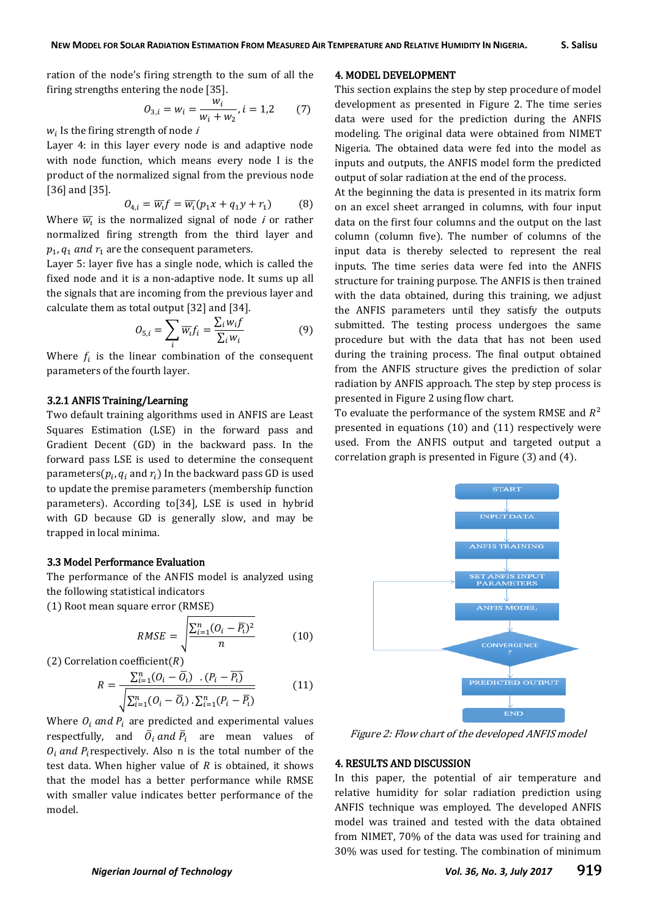ration of the node's firing strength to the sum of all the firing strengths entering the node [35].

$$O_{3,i} = w_i = \frac{w_i}{w_i + w_2}, i = 1,2 \qquad (7)$$

$w_i$ Is the firing strength of node $i$

Layer 4: in this layer every node is and adaptive node with node function, which means every node I is the product of the normalized signal from the previous node [36] and [35].

$$O_{4,i} = \overline{w_i} f = \overline{w_i}(p_1 x + q_1 y + r_1) \qquad (8)$$

Where $\overline{w_i}$ is the normalized signal of node $i$ or rather normalized firing strength from the third layer and $p_1, q_1$ *and* $r_1$ are the consequent parameters.

Layer 5: layer five has a single node, which is called the fixed node and it is a non-adaptive node. It sums up all the signals that are incoming from the previous layer and calculate them as total output [32] and [34].

$$O_{5,i} = \sum_i \overline{w_i} f_i = \frac{\sum_i w_i f}{\sum_i w_i} \qquad (9)$$

Where $f_i$ is the linear combination of the consequent parameters of the fourth layer.

### 3.2.1 ANFIS Training/Learning

Two default training algorithms used in ANFIS are Least Squares Estimation (LSE) in the forward pass and Gradient Decent (GD) in the backward pass. In the forward pass LSE is used to determine the consequent parameters($p_i, q_i$ and $r_i$) In the backward pass GD is used to update the premise parameters (membership function parameters). According to[34], LSE is used in hybrid with GD because GD is generally slow, and may be trapped in local minima.

### 3.3 Model Performance Evaluation

The performance of the ANFIS model is analyzed using the following statistical indicators

(1) Root mean square error (RMSE)

$$RMSE = \sqrt{\frac{\sum_{i=1}^{n}(O_i - \overline{P_i})^2}{n}} \qquad (10)$$

(2) Correlation coefficient($R$)

$$R = \frac{\sum_{i=1}^{n}(O_i - \overline{O_i}) \;\; . (P_i - \overline{P_i})}{\sqrt{\sum_{i=1}^{n}(O_i - \overline{O_i}) . \sum_{i=1}^{n}(P_i - \overline{P_i})}} \qquad (11)$$

Where $O_i$ *and* $P_i$ are predicted and experimental values respectfully, and $\bar{O}_i$ *and* $\bar{P}_i$ are mean values of $O_i$ *and* $P_i$respectively. Also n is the total number of the test data. When higher value of $R$ is obtained, it shows that the model has a better performance while RMSE with smaller value indicates better performance of the model.

## 4. MODEL DEVELOPMENT

This section explains the step by step procedure of model development as presented in Figure 2. The time series data were used for the prediction during the ANFIS modeling. The original data were obtained from NIMET Nigeria. The obtained data were fed into the model as inputs and outputs, the ANFIS model form the predicted output of solar radiation at the end of the process.

At the beginning the data is presented in its matrix form on an excel sheet arranged in columns, with four input data on the first four columns and the output on the last column (column five). The number of columns of the input data is thereby selected to represent the real inputs. The time series data were fed into the ANFIS structure for training purpose. The ANFIS is then trained with the data obtained, during this training, we adjust the ANFIS parameters until they satisfy the outputs submitted. The testing process undergoes the same procedure but with the data that has not been used during the training process. The final output obtained from the ANFIS structure gives the prediction of solar radiation by ANFIS approach. The step by step process is presented in Figure 2 using flow chart.

To evaluate the performance of the system RMSE and $R^2$ presented in equations (10) and (11) respectively were used. From the ANFIS output and targeted output a correlation graph is presented in Figure (3) and (4).

START → INPUT DATA → ANFIS TRAINING → SET ANFIS INPUT PARAMETERS → ANFIS MODEL → CONVERGENCE ? → PREDICTED OUTPUT → END

*Figure 2: Flow chart of the developed ANFIS model*

## 4. RESULTS AND DISCUSSION

In this paper, the potential of air temperature and relative humidity for solar radiation prediction using ANFIS technique was employed. The developed ANFIS model was trained and tested with the data obtained from NIMET, 70% of the data was used for training and 30% was used for testing. The combination of minimum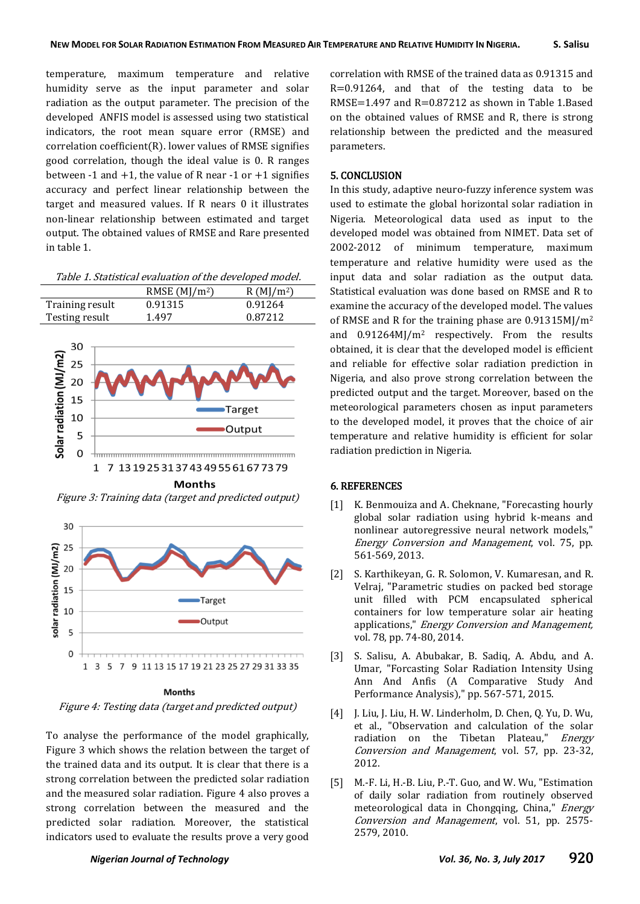temperature, maximum temperature and relative humidity serve as the input parameter and solar radiation as the output parameter. The precision of the developed ANFIS model is assessed using two statistical indicators, the root mean square error (RMSE) and correlation coefficient(R). lower values of RMSE signifies good correlation, though the ideal value is 0. R ranges between -1 and +1, the value of R near -1 or +1 signifies accuracy and perfect linear relationship between the target and measured values. If R nears 0 it illustrates non-linear relationship between estimated and target output. The obtained values of RMSE and Rare presented in table 1.

*Table 1. Statistical evaluation of the developed model.*

| | RMSE (MJ/m$^2$) | R (MJ/m$^2$) |
|---|---|---|
| Training result | 0.91315 | 0.91264 |
| Testing result | 1.497 | 0.87212 |

*Figure 3: Training data (target and predicted output)*

*Figure 4: Testing data (target and predicted output)*

To analyse the performance of the model graphically, Figure 3 which shows the relation between the target of the trained data and its output. It is clear that there is a strong correlation between the predicted solar radiation and the measured solar radiation. Figure 4 also proves a strong correlation between the measured and the predicted solar radiation. Moreover, the statistical indicators used to evaluate the results prove a very good correlation with RMSE of the trained data as 0.91315 and R=0.91264, and that of the testing data to be RMSE=1.497 and R=0.87212 as shown in Table 1.Based on the obtained values of RMSE and R, there is strong relationship between the predicted and the measured parameters.

## 5. CONCLUSION

In this study, adaptive neuro-fuzzy inference system was used to estimate the global horizontal solar radiation in Nigeria. Meteorological data used as input to the developed model was obtained from NIMET. Data set of 2002-2012 of minimum temperature, maximum temperature and relative humidity were used as the input data and solar radiation as the output data. Statistical evaluation was done based on RMSE and R to examine the accuracy of the developed model. The values of RMSE and R for the training phase are 0.91315MJ/m$^2$ and 0.91264MJ/m$^2$ respectively. From the results obtained, it is clear that the developed model is efficient and reliable for effective solar radiation prediction in Nigeria, and also prove strong correlation between the predicted output and the target. Moreover, based on the meteorological parameters chosen as input parameters to the developed model, it proves that the choice of air temperature and relative humidity is efficient for solar radiation prediction in Nigeria.

## 6. REFERENCES

[1] K. Benmouiza and A. Cheknane, "Forecasting hourly global solar radiation using hybrid k-means and nonlinear autoregressive neural network models," *Energy Conversion and Management*, vol. 75, pp. 561-569, 2013.

[2] S. Karthikeyan, G. R. Solomon, V. Kumaresan, and R. Velraj, "Parametric studies on packed bed storage unit filled with PCM encapsulated spherical containers for low temperature solar air heating applications," *Energy Conversion and Management,* vol. 78, pp. 74-80, 2014.

[3] S. Salisu, A. Abubakar, B. Sadiq, A. Abdu, and A. Umar, "Forcasting Solar Radiation Intensity Using Ann And Anfis (A Comparative Study And Performance Analysis)," pp. 567-571, 2015.

[4] J. Liu, J. Liu, H. W. Linderholm, D. Chen, Q. Yu, D. Wu, et al., "Observation and calculation of the solar radiation on the Tibetan Plateau," *Energy Conversion and Management*, vol. 57, pp. 23-32, 2012.

[5] M.-F. Li, H.-B. Liu, P.-T. Guo, and W. Wu, "Estimation of daily solar radiation from routinely observed meteorological data in Chongqing, China," *Energy Conversion and Management*, vol. 51, pp. 2575-2579, 2010.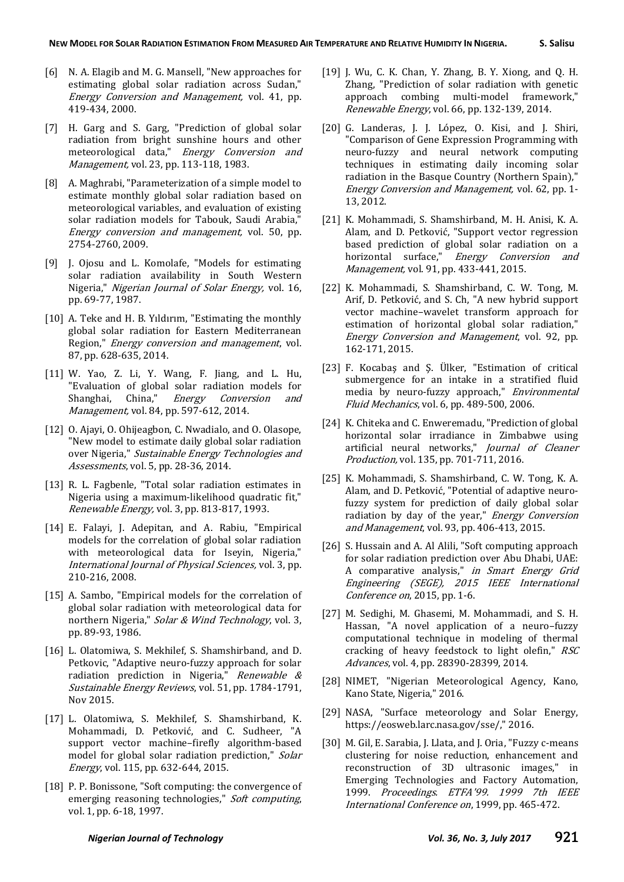[6] N. A. Elagib and M. G. Mansell, "New approaches for estimating global solar radiation across Sudan," *Energy Conversion and Management,* vol. 41, pp. 419-434, 2000.

[7] H. Garg and S. Garg, "Prediction of global solar radiation from bright sunshine hours and other meteorological data," *Energy Conversion and Management,* vol. 23, pp. 113-118, 1983.

[8] A. Maghrabi, "Parameterization of a simple model to estimate monthly global solar radiation based on meteorological variables, and evaluation of existing solar radiation models for Tabouk, Saudi Arabia," *Energy conversion and management,* vol. 50, pp. 2754-2760, 2009.

[9] J. Ojosu and L. Komolafe, "Models for estimating solar radiation availability in South Western Nigeria," *Nigerian Journal of Solar Energy,* vol. 16, pp. 69-77, 1987.

[10] A. Teke and H. B. Yıldırım, "Estimating the monthly global solar radiation for Eastern Mediterranean Region," *Energy conversion and management*, vol. 87, pp. 628-635, 2014.

[11] W. Yao, Z. Li, Y. Wang, F. Jiang, and L. Hu, "Evaluation of global solar radiation models for Shanghai, China," *Energy Conversion and Management,* vol. 84, pp. 597-612, 2014.

[12] O. Ajayi, O. Ohijeagbon, C. Nwadialo, and O. Olasope, "New model to estimate daily global solar radiation over Nigeria," *Sustainable Energy Technologies and Assessments*, vol. 5, pp. 28-36, 2014.

[13] R. L. Fagbenle, "Total solar radiation estimates in Nigeria using a maximum-likelihood quadratic fit," *Renewable Energy,* vol. 3, pp. 813-817, 1993.

[14] E. Falayi, J. Adepitan, and A. Rabiu, "Empirical models for the correlation of global solar radiation with meteorological data for Iseyin, Nigeria," *International Journal of Physical Sciences,* vol. 3, pp. 210-216, 2008.

[15] A. Sambo, "Empirical models for the correlation of global solar radiation with meteorological data for northern Nigeria," *Solar & Wind Technology*, vol. 3, pp. 89-93, 1986.

[16] L. Olatomiwa, S. Mekhilef, S. Shamshirband, and D. Petkovic, "Adaptive neuro-fuzzy approach for solar radiation prediction in Nigeria," *Renewable & Sustainable Energy Reviews*, vol. 51, pp. 1784-1791, Nov 2015.

[17] L. Olatomiwa, S. Mekhilef, S. Shamshirband, K. Mohammadi, D. Petković, and C. Sudheer, "A support vector machine–firefly algorithm-based model for global solar radiation prediction," *Solar Energy*, vol. 115, pp. 632-644, 2015.

[18] P. P. Bonissone, "Soft computing: the convergence of emerging reasoning technologies," *Soft computing*, vol. 1, pp. 6-18, 1997.

[19] J. Wu, C. K. Chan, Y. Zhang, B. Y. Xiong, and Q. H. Zhang, "Prediction of solar radiation with genetic approach combing multi-model framework," *Renewable Energy*, vol. 66, pp. 132-139, 2014.

[20] G. Landeras, J. J. López, O. Kisi, and J. Shiri, "Comparison of Gene Expression Programming with neuro-fuzzy and neural network computing techniques in estimating daily incoming solar radiation in the Basque Country (Northern Spain)," *Energy Conversion and Management,* vol. 62, pp. 1-13, 2012.

[21] K. Mohammadi, S. Shamshirband, M. H. Anisi, K. A. Alam, and D. Petković, "Support vector regression based prediction of global solar radiation on a horizontal surface," *Energy Conversion and Management,* vol. 91, pp. 433-441, 2015.

[22] K. Mohammadi, S. Shamshirband, C. W. Tong, M. Arif, D. Petković, and S. Ch, "A new hybrid support vector machine–wavelet transform approach for estimation of horizontal global solar radiation," *Energy Conversion and Management*, vol. 92, pp. 162-171, 2015.

[23] F. Kocabaş and Ş. Ülker, "Estimation of critical submergence for an intake in a stratified fluid media by neuro-fuzzy approach," *Environmental Fluid Mechanics*, vol. 6, pp. 489-500, 2006.

[24] K. Chiteka and C. Enweremadu, "Prediction of global horizontal solar irradiance in Zimbabwe using artificial neural networks," *Journal of Cleaner Production,* vol. 135, pp. 701-711, 2016.

[25] K. Mohammadi, S. Shamshirband, C. W. Tong, K. A. Alam, and D. Petković, "Potential of adaptive neuro-fuzzy system for prediction of daily global solar radiation by day of the year," *Energy Conversion and Management*, vol. 93, pp. 406-413, 2015.

[26] S. Hussain and A. Al Alili, "Soft computing approach for solar radiation prediction over Abu Dhabi, UAE: A comparative analysis," *in Smart Energy Grid Engineering (SEGE), 2015 IEEE International Conference on*, 2015, pp. 1-6.

[27] M. Sedighi, M. Ghasemi, M. Mohammadi, and S. H. Hassan, "A novel application of a neuro–fuzzy computational technique in modeling of thermal cracking of heavy feedstock to light olefin," *RSC Advances*, vol. 4, pp. 28390-28399, 2014.

[28] NIMET, "Nigerian Meteorological Agency, Kano, Kano State, Nigeria," 2016.

[29] NASA, "Surface meteorology and Solar Energy, https://eosweb.larc.nasa.gov/sse/," 2016.

[30] M. Gil, E. Sarabia, J. Llata, and J. Oria, "Fuzzy c-means clustering for noise reduction, enhancement and reconstruction of 3D ultrasonic images," in Emerging Technologies and Factory Automation, 1999. *Proceedings. ETFA'99. 1999 7th IEEE International Conference on*, 1999, pp. 465-472.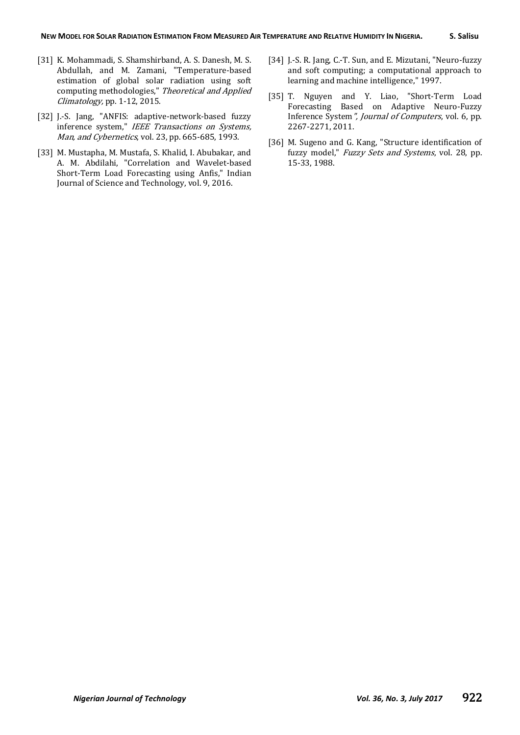[31] K. Mohammadi, S. Shamshirband, A. S. Danesh, M. S. Abdullah, and M. Zamani, "Temperature-based estimation of global solar radiation using soft computing methodologies," *Theoretical and Applied Climatology*, pp. 1-12, 2015.

[32] J.-S. Jang, "ANFIS: adaptive-network-based fuzzy inference system," *IEEE Transactions on Systems, Man, and Cybernetics*, vol. 23, pp. 665-685, 1993.

[33] M. Mustapha, M. Mustafa, S. Khalid, I. Abubakar, and A. M. Abdilahi, "Correlation and Wavelet-based Short-Term Load Forecasting using Anfis," Indian Journal of Science and Technology, vol. 9, 2016.

[34] J.-S. R. Jang, C.-T. Sun, and E. Mizutani, "Neuro-fuzzy and soft computing; a computational approach to learning and machine intelligence," 1997.

[35] T. Nguyen and Y. Liao, "Short-Term Load Forecasting Based on Adaptive Neuro-Fuzzy Inference System*", Journal of Computers*, vol. 6, pp. 2267-2271, 2011.

[36] M. Sugeno and G. Kang, "Structure identification of fuzzy model," *Fuzzy Sets and Systems*, vol. 28, pp. 15-33, 1988.